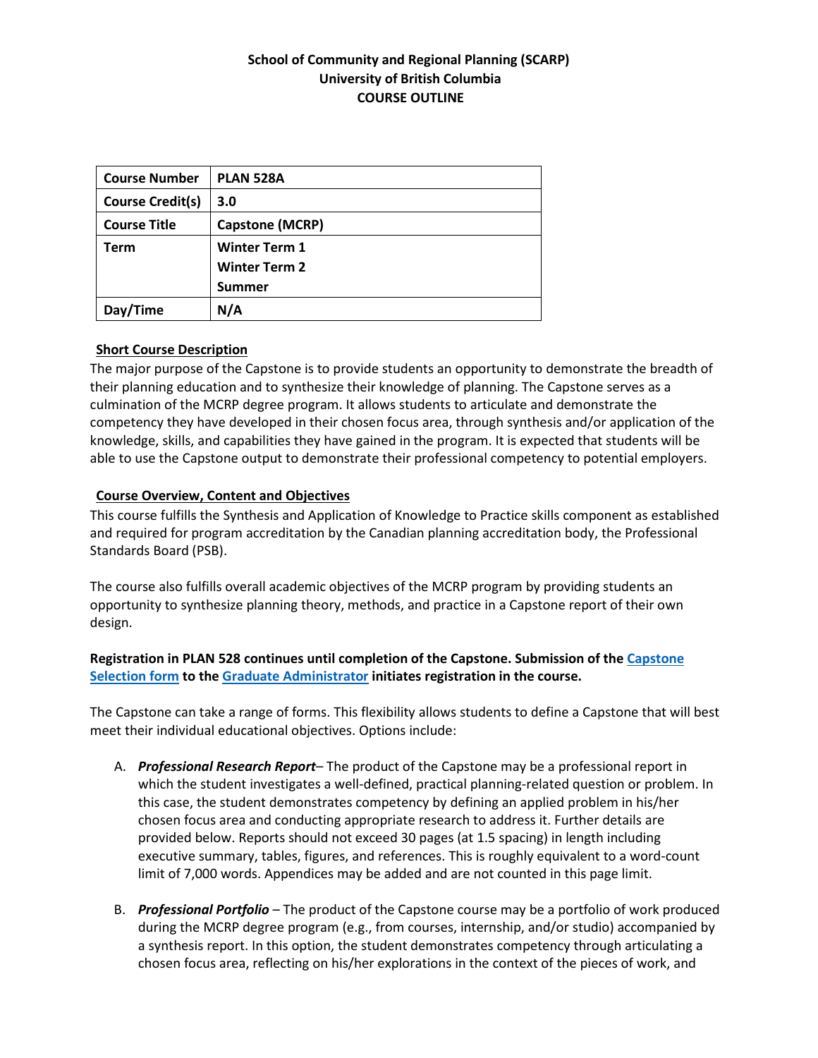**School of Community and Regional Planning (SCARP)**
**University of British Columbia**
**COURSE OUTLINE**

| **Course Number** | **PLAN 528A** |
|---|---|
| **Course Credit(s)** | **3.0** |
| **Course Title** | **Capstone (MCRP)** |
| **Term** | **Winter Term 1**<br>**Winter Term 2**<br>**Summer** |
| **Day/Time** | **N/A** |

## Short Course Description

The major purpose of the Capstone is to provide students an opportunity to demonstrate the breadth of their planning education and to synthesize their knowledge of planning. The Capstone serves as a culmination of the MCRP degree program. It allows students to articulate and demonstrate the competency they have developed in their chosen focus area, through synthesis and/or application of the knowledge, skills, and capabilities they have gained in the program. It is expected that students will be able to use the Capstone output to demonstrate their professional competency to potential employers.

## Course Overview, Content and Objectives

This course fulfills the Synthesis and Application of Knowledge to Practice skills component as established and required for program accreditation by the Canadian planning accreditation body, the Professional Standards Board (PSB).

The course also fulfills overall academic objectives of the MCRP program by providing students an opportunity to synthesize planning theory, methods, and practice in a Capstone report of their own design.

**Registration in PLAN 528 continues until completion of the Capstone. Submission of the Capstone Selection form to the Graduate Administrator initiates registration in the course.**

The Capstone can take a range of forms. This flexibility allows students to define a Capstone that will best meet their individual educational objectives. Options include:

A. ***Professional Research Report***– The product of the Capstone may be a professional report in which the student investigates a well-defined, practical planning-related question or problem. In this case, the student demonstrates competency by defining an applied problem in his/her chosen focus area and conducting appropriate research to address it. Further details are provided below. Reports should not exceed 30 pages (at 1.5 spacing) in length including executive summary, tables, figures, and references. This is roughly equivalent to a word-count limit of 7,000 words. Appendices may be added and are not counted in this page limit.

B. ***Professional Portfolio*** – The product of the Capstone course may be a portfolio of work produced during the MCRP degree program (e.g., from courses, internship, and/or studio) accompanied by a synthesis report. In this option, the student demonstrates competency through articulating a chosen focus area, reflecting on his/her explorations in the context of the pieces of work, and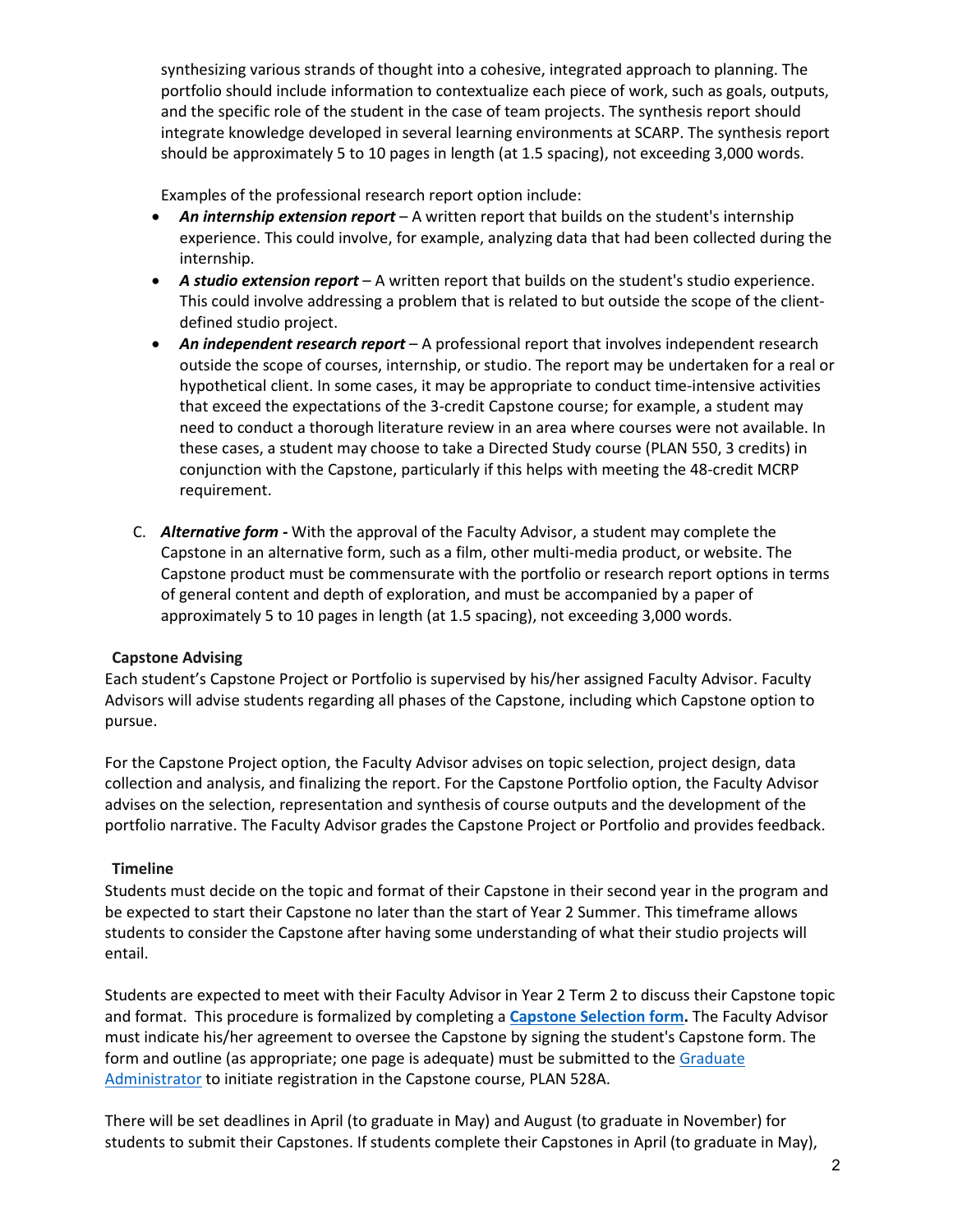synthesizing various strands of thought into a cohesive, integrated approach to planning. The portfolio should include information to contextualize each piece of work, such as goals, outputs, and the specific role of the student in the case of team projects. The synthesis report should integrate knowledge developed in several learning environments at SCARP. The synthesis report should be approximately 5 to 10 pages in length (at 1.5 spacing), not exceeding 3,000 words.

Examples of the professional research report option include:

- ***An internship extension report*** – A written report that builds on the student's internship experience. This could involve, for example, analyzing data that had been collected during the internship.
- ***A studio extension report*** – A written report that builds on the student's studio experience. This could involve addressing a problem that is related to but outside the scope of the client-defined studio project.
- ***An independent research report*** – A professional report that involves independent research outside the scope of courses, internship, or studio. The report may be undertaken for a real or hypothetical client. In some cases, it may be appropriate to conduct time-intensive activities that exceed the expectations of the 3-credit Capstone course; for example, a student may need to conduct a thorough literature review in an area where courses were not available. In these cases, a student may choose to take a Directed Study course (PLAN 550, 3 credits) in conjunction with the Capstone, particularly if this helps with meeting the 48-credit MCRP requirement.

C. ***Alternative form -*** With the approval of the Faculty Advisor, a student may complete the Capstone in an alternative form, such as a film, other multi-media product, or website. The Capstone product must be commensurate with the portfolio or research report options in terms of general content and depth of exploration, and must be accompanied by a paper of approximately 5 to 10 pages in length (at 1.5 spacing), not exceeding 3,000 words.

### Capstone Advising

Each student's Capstone Project or Portfolio is supervised by his/her assigned Faculty Advisor. Faculty Advisors will advise students regarding all phases of the Capstone, including which Capstone option to pursue.

For the Capstone Project option, the Faculty Advisor advises on topic selection, project design, data collection and analysis, and finalizing the report. For the Capstone Portfolio option, the Faculty Advisor advises on the selection, representation and synthesis of course outputs and the development of the portfolio narrative. The Faculty Advisor grades the Capstone Project or Portfolio and provides feedback.

### Timeline

Students must decide on the topic and format of their Capstone in their second year in the program and be expected to start their Capstone no later than the start of Year 2 Summer. This timeframe allows students to consider the Capstone after having some understanding of what their studio projects will entail.

Students are expected to meet with their Faculty Advisor in Year 2 Term 2 to discuss their Capstone topic and format. This procedure is formalized by completing a **Capstone Selection form.** The Faculty Advisor must indicate his/her agreement to oversee the Capstone by signing the student's Capstone form. The form and outline (as appropriate; one page is adequate) must be submitted to the Graduate Administrator to initiate registration in the Capstone course, PLAN 528A.

There will be set deadlines in April (to graduate in May) and August (to graduate in November) for students to submit their Capstones. If students complete their Capstones in April (to graduate in May),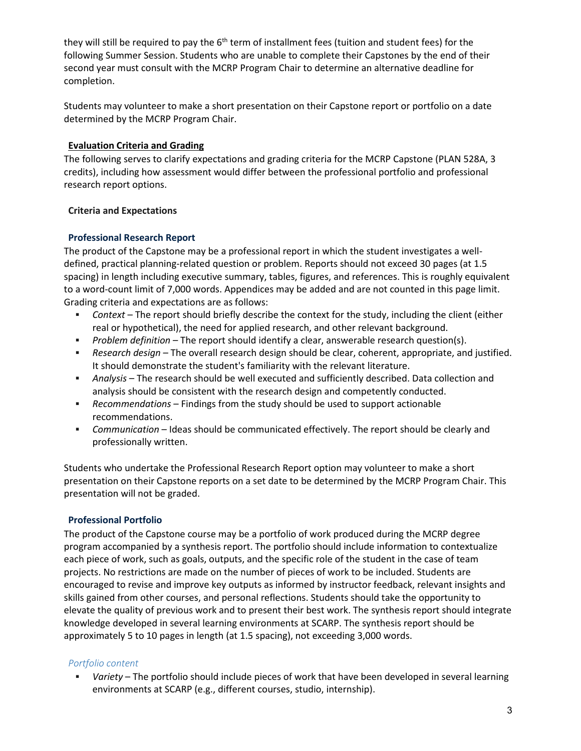they will still be required to pay the 6th term of installment fees (tuition and student fees) for the following Summer Session. Students who are unable to complete their Capstones by the end of their second year must consult with the MCRP Program Chair to determine an alternative deadline for completion.

Students may volunteer to make a short presentation on their Capstone report or portfolio on a date determined by the MCRP Program Chair.

## Evaluation Criteria and Grading

The following serves to clarify expectations and grading criteria for the MCRP Capstone (PLAN 528A, 3 credits), including how assessment would differ between the professional portfolio and professional research report options.

### Criteria and Expectations

#### Professional Research Report

The product of the Capstone may be a professional report in which the student investigates a well-defined, practical planning-related question or problem. Reports should not exceed 30 pages (at 1.5 spacing) in length including executive summary, tables, figures, and references. This is roughly equivalent to a word-count limit of 7,000 words. Appendices may be added and are not counted in this page limit. Grading criteria and expectations are as follows:

- *Context* – The report should briefly describe the context for the study, including the client (either real or hypothetical), the need for applied research, and other relevant background.
- *Problem definition* – The report should identify a clear, answerable research question(s).
- *Research design* – The overall research design should be clear, coherent, appropriate, and justified. It should demonstrate the student's familiarity with the relevant literature.
- *Analysis* – The research should be well executed and sufficiently described. Data collection and analysis should be consistent with the research design and competently conducted.
- *Recommendations* – Findings from the study should be used to support actionable recommendations.
- *Communication* – Ideas should be communicated effectively. The report should be clearly and professionally written.

Students who undertake the Professional Research Report option may volunteer to make a short presentation on their Capstone reports on a set date to be determined by the MCRP Program Chair. This presentation will not be graded.

#### Professional Portfolio

The product of the Capstone course may be a portfolio of work produced during the MCRP degree program accompanied by a synthesis report. The portfolio should include information to contextualize each piece of work, such as goals, outputs, and the specific role of the student in the case of team projects. No restrictions are made on the number of pieces of work to be included. Students are encouraged to revise and improve key outputs as informed by instructor feedback, relevant insights and skills gained from other courses, and personal reflections. Students should take the opportunity to elevate the quality of previous work and to present their best work. The synthesis report should integrate knowledge developed in several learning environments at SCARP. The synthesis report should be approximately 5 to 10 pages in length (at 1.5 spacing), not exceeding 3,000 words.

##### *Portfolio content*

- *Variety* – The portfolio should include pieces of work that have been developed in several learning environments at SCARP (e.g., different courses, studio, internship).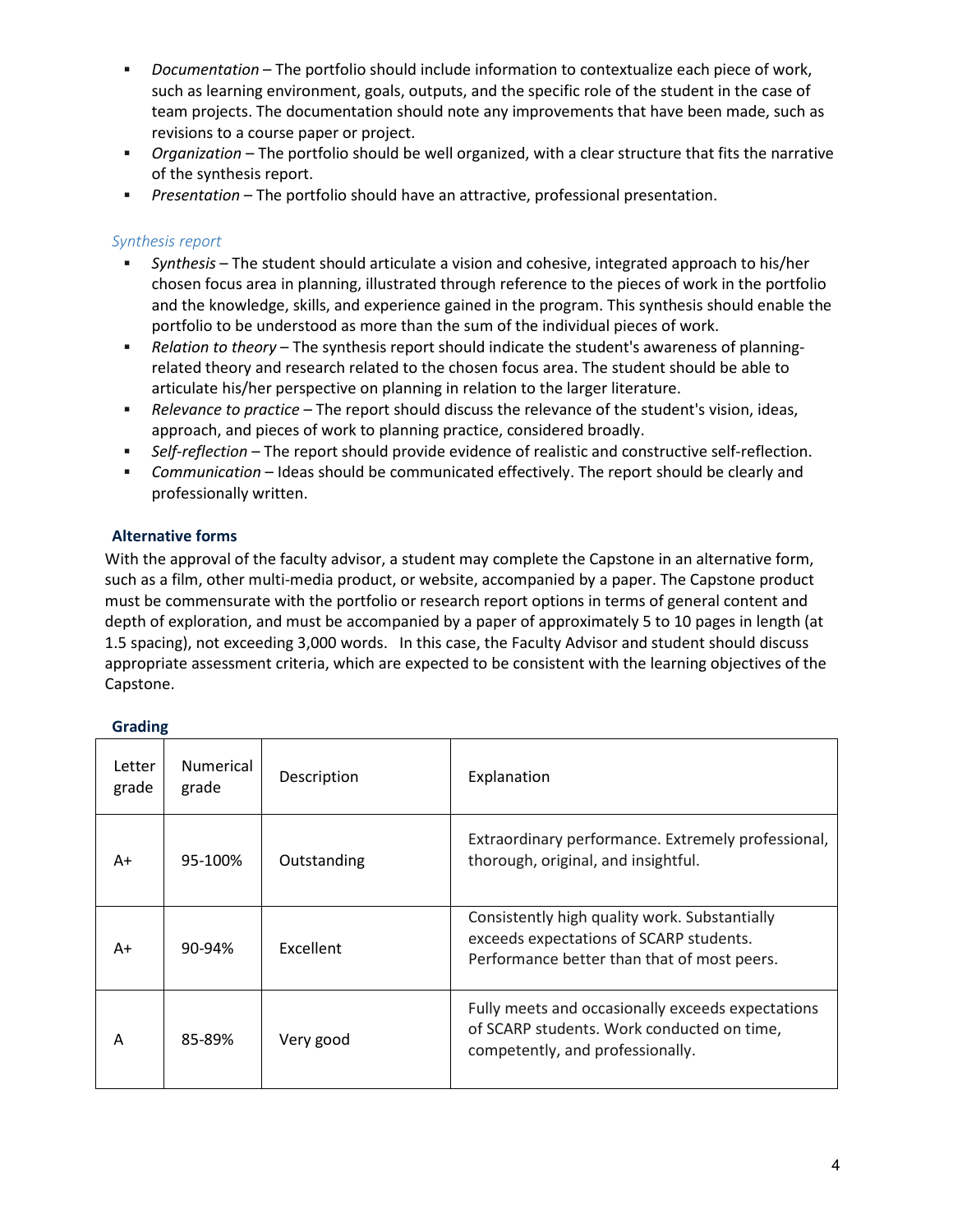- *Documentation* – The portfolio should include information to contextualize each piece of work, such as learning environment, goals, outputs, and the specific role of the student in the case of team projects. The documentation should note any improvements that have been made, such as revisions to a course paper or project.
- *Organization* – The portfolio should be well organized, with a clear structure that fits the narrative of the synthesis report.
- *Presentation* – The portfolio should have an attractive, professional presentation.

#### *Synthesis report*

- *Synthesis* – The student should articulate a vision and cohesive, integrated approach to his/her chosen focus area in planning, illustrated through reference to the pieces of work in the portfolio and the knowledge, skills, and experience gained in the program. This synthesis should enable the portfolio to be understood as more than the sum of the individual pieces of work.
- *Relation to theory* – The synthesis report should indicate the student's awareness of planning-related theory and research related to the chosen focus area. The student should be able to articulate his/her perspective on planning in relation to the larger literature.
- *Relevance to practice* – The report should discuss the relevance of the student's vision, ideas, approach, and pieces of work to planning practice, considered broadly.
- *Self-reflection* – The report should provide evidence of realistic and constructive self-reflection.
- *Communication* – Ideas should be communicated effectively. The report should be clearly and professionally written.

### Alternative forms

With the approval of the faculty advisor, a student may complete the Capstone in an alternative form, such as a film, other multi-media product, or website, accompanied by a paper. The Capstone product must be commensurate with the portfolio or research report options in terms of general content and depth of exploration, and must be accompanied by a paper of approximately 5 to 10 pages in length (at 1.5 spacing), not exceeding 3,000 words. In this case, the Faculty Advisor and student should discuss appropriate assessment criteria, which are expected to be consistent with the learning objectives of the Capstone.

### Grading

| Letter grade | Numerical grade | Description | Explanation |
|---|---|---|---|
| A+ | 95-100% | Outstanding | Extraordinary performance. Extremely professional, thorough, original, and insightful. |
| A+ | 90-94% | Excellent | Consistently high quality work. Substantially exceeds expectations of SCARP students. Performance better than that of most peers. |
| A | 85-89% | Very good | Fully meets and occasionally exceeds expectations of SCARP students. Work conducted on time, competently, and professionally. |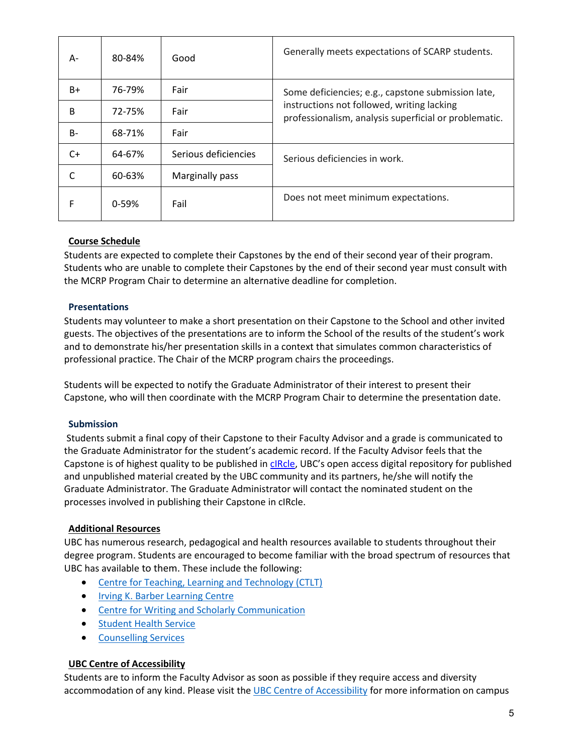| A- | 80-84% | Good | Generally meets expectations of SCARP students. |
|---|---|---|---|
| B+ | 76-79% | Fair | Some deficiencies; e.g., capstone submission late, instructions not followed, writing lacking professionalism, analysis superficial or problematic. |
| B | 72-75% | Fair | |
| B- | 68-71% | Fair | |
| C+ | 64-67% | Serious deficiencies | Serious deficiencies in work. |
| C | 60-63% | Marginally pass | |
| F | 0-59% | Fail | Does not meet minimum expectations. |

## Course Schedule

Students are expected to complete their Capstones by the end of their second year of their program. Students who are unable to complete their Capstones by the end of their second year must consult with the MCRP Program Chair to determine an alternative deadline for completion.

## Presentations

Students may volunteer to make a short presentation on their Capstone to the School and other invited guests. The objectives of the presentations are to inform the School of the results of the student's work and to demonstrate his/her presentation skills in a context that simulates common characteristics of professional practice. The Chair of the MCRP program chairs the proceedings.

Students will be expected to notify the Graduate Administrator of their interest to present their Capstone, who will then coordinate with the MCRP Program Chair to determine the presentation date.

## Submission

Students submit a final copy of their Capstone to their Faculty Advisor and a grade is communicated to the Graduate Administrator for the student's academic record. If the Faculty Advisor feels that the Capstone is of highest quality to be published in cIRcle, UBC's open access digital repository for published and unpublished material created by the UBC community and its partners, he/she will notify the Graduate Administrator. The Graduate Administrator will contact the nominated student on the processes involved in publishing their Capstone in cIRcle.

## Additional Resources

UBC has numerous research, pedagogical and health resources available to students throughout their degree program. Students are encouraged to become familiar with the broad spectrum of resources that UBC has available to them. These include the following:

- Centre for Teaching, Learning and Technology (CTLT)
- Irving K. Barber Learning Centre
- Centre for Writing and Scholarly Communication
- Student Health Service
- Counselling Services

## UBC Centre of Accessibility

Students are to inform the Faculty Advisor as soon as possible if they require access and diversity accommodation of any kind. Please visit the UBC Centre of Accessibility for more information on campus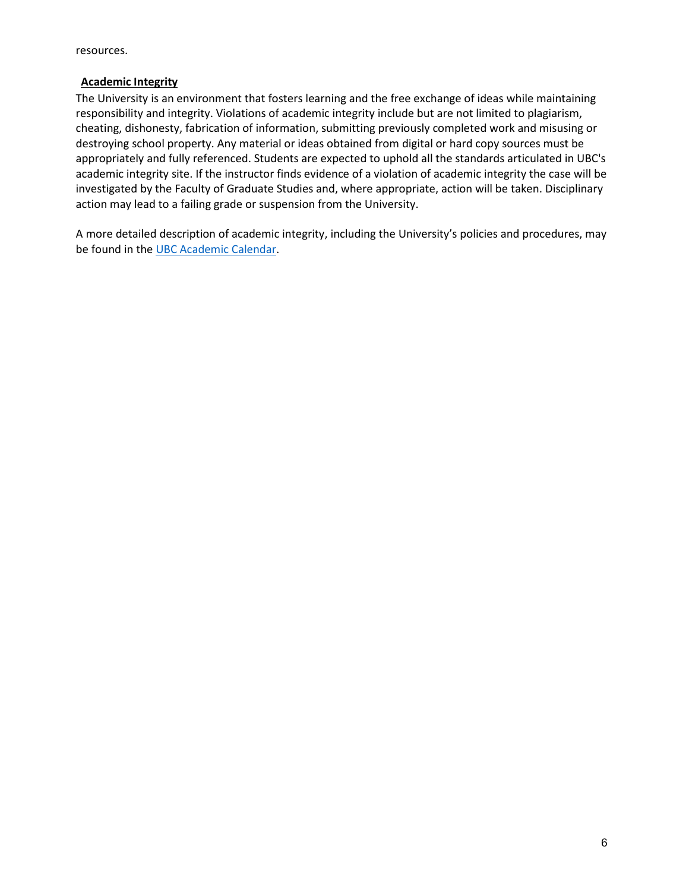resources.

## Academic Integrity

The University is an environment that fosters learning and the free exchange of ideas while maintaining responsibility and integrity. Violations of academic integrity include but are not limited to plagiarism, cheating, dishonesty, fabrication of information, submitting previously completed work and misusing or destroying school property. Any material or ideas obtained from digital or hard copy sources must be appropriately and fully referenced. Students are expected to uphold all the standards articulated in UBC's academic integrity site. If the instructor finds evidence of a violation of academic integrity the case will be investigated by the Faculty of Graduate Studies and, where appropriate, action will be taken. Disciplinary action may lead to a failing grade or suspension from the University.

A more detailed description of academic integrity, including the University's policies and procedures, may be found in the UBC Academic Calendar.